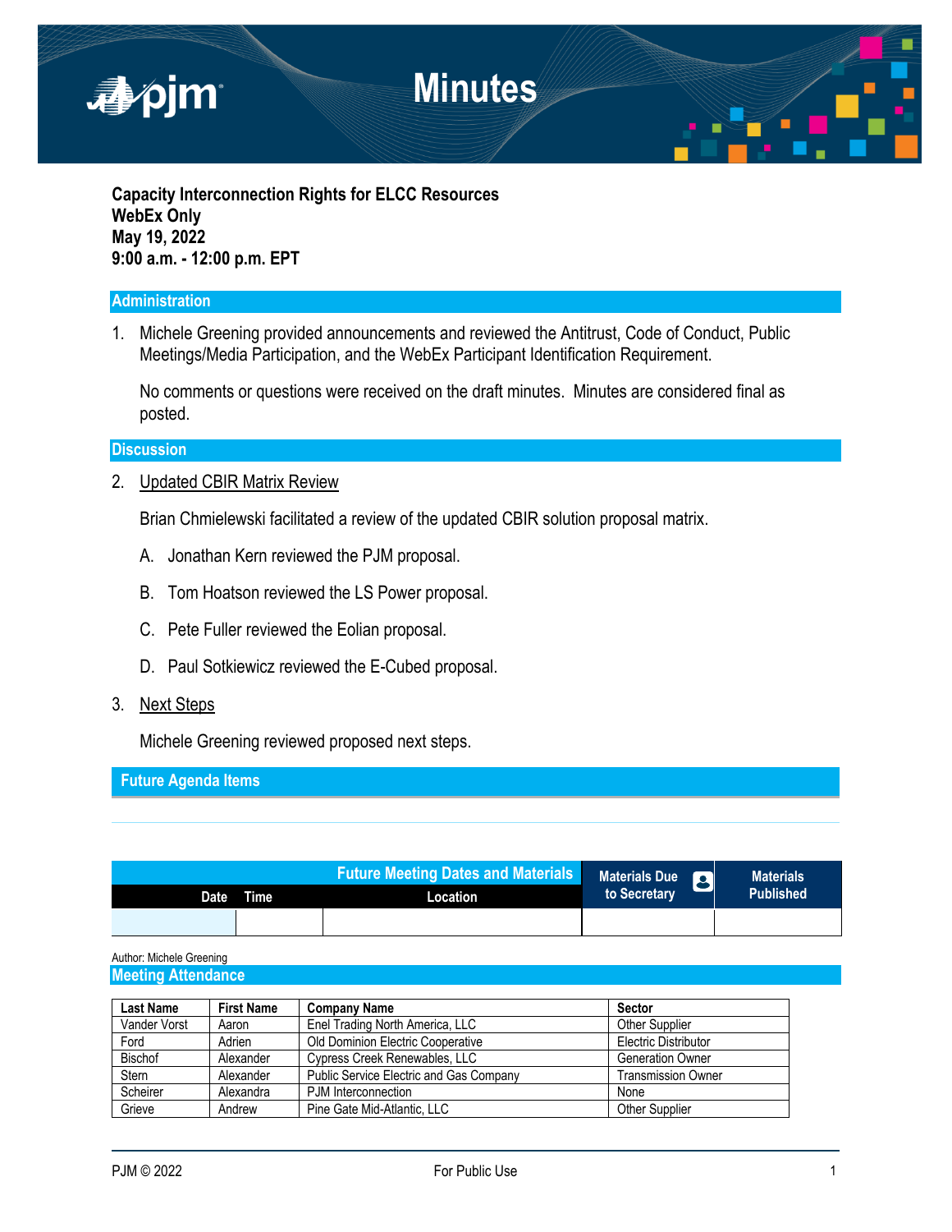# Minutes

**Capacity Interconnection Rights for ELCC Resources**
**WebEx Only**
**May 19, 2022**
**9:00 a.m. - 12:00 p.m. EPT**

## Administration

1. Michele Greening provided announcements and reviewed the Antitrust, Code of Conduct, Public Meetings/Media Participation, and the WebEx Participant Identification Requirement.

   No comments or questions were received on the draft minutes. Minutes are considered final as posted.

## Discussion

2. Updated CBIR Matrix Review

   Brian Chmielewski facilitated a review of the updated CBIR solution proposal matrix.

   A. Jonathan Kern reviewed the PJM proposal.

   B. Tom Hoatson reviewed the LS Power proposal.

   C. Pete Fuller reviewed the Eolian proposal.

   D. Paul Sotkiewicz reviewed the E-Cubed proposal.

3. Next Steps

   Michele Greening reviewed proposed next steps.

## Future Agenda Items

| Future Meeting Dates and Materials | | | Materials Due to Secretary | Materials Published |
|---|---|---|---|---|
| Date | Time | Location | | |
| | | | | |

Author: Michele Greening

## Meeting Attendance

| Last Name | First Name | Company Name | Sector |
|---|---|---|---|
| Vander Vorst | Aaron | Enel Trading North America, LLC | Other Supplier |
| Ford | Adrien | Old Dominion Electric Cooperative | Electric Distributor |
| Bischof | Alexander | Cypress Creek Renewables, LLC | Generation Owner |
| Stern | Alexander | Public Service Electric and Gas Company | Transmission Owner |
| Scheirer | Alexandra | PJM Interconnection | None |
| Grieve | Andrew | Pine Gate Mid-Atlantic, LLC | Other Supplier |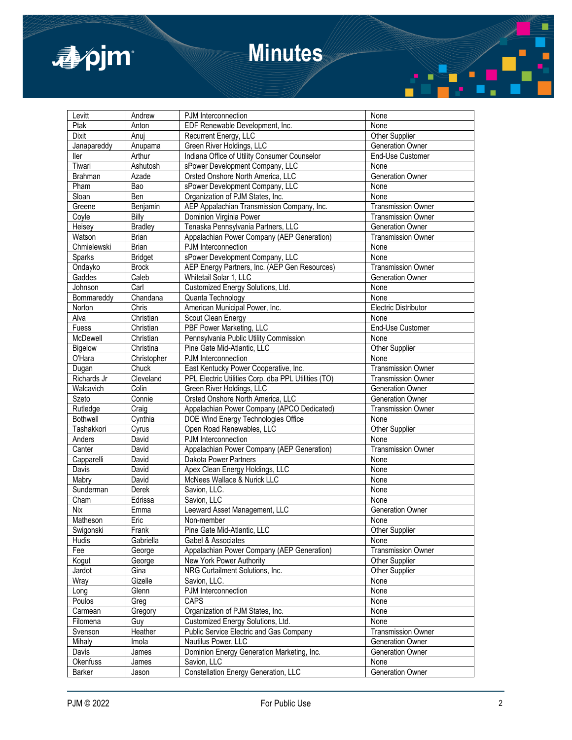| Levitt | Andrew | PJM Interconnection | None |
|---|---|---|---|
| Ptak | Anton | EDF Renewable Development, Inc. | None |
| Dixit | Anuj | Recurrent Energy, LLC | Other Supplier |
| Janapareddy | Anupama | Green River Holdings, LLC | Generation Owner |
| Iler | Arthur | Indiana Office of Utility Consumer Counselor | End-Use Customer |
| Tiwari | Ashutosh | sPower Development Company, LLC | None |
| Brahman | Azade | Orsted Onshore North America, LLC | Generation Owner |
| Pham | Bao | sPower Development Company, LLC | None |
| Sloan | Ben | Organization of PJM States, Inc. | None |
| Greene | Benjamin | AEP Appalachian Transmission Company, Inc. | Transmission Owner |
| Coyle | Billy | Dominion Virginia Power | Transmission Owner |
| Heisey | Bradley | Tenaska Pennsylvania Partners, LLC | Generation Owner |
| Watson | Brian | Appalachian Power Company (AEP Generation) | Transmission Owner |
| Chmielewski | Brian | PJM Interconnection | None |
| Sparks | Bridget | sPower Development Company, LLC | None |
| Ondayko | Brock | AEP Energy Partners, Inc. (AEP Gen Resources) | Transmission Owner |
| Gaddes | Caleb | Whitetail Solar 1, LLC | Generation Owner |
| Johnson | Carl | Customized Energy Solutions, Ltd. | None |
| Bommareddy | Chandana | Quanta Technology | None |
| Norton | Chris | American Municipal Power, Inc. | Electric Distributor |
| Alva | Christian | Scout Clean Energy | None |
| Fuess | Christian | PBF Power Marketing, LLC | End-Use Customer |
| McDewell | Christian | Pennsylvania Public Utility Commission | None |
| Bigelow | Christina | Pine Gate Mid-Atlantic, LLC | Other Supplier |
| O'Hara | Christopher | PJM Interconnection | None |
| Dugan | Chuck | East Kentucky Power Cooperative, Inc. | Transmission Owner |
| Richards Jr | Cleveland | PPL Electric Utilities Corp. dba PPL Utilities (TO) | Transmission Owner |
| Walcavich | Colin | Green River Holdings, LLC | Generation Owner |
| Szeto | Connie | Orsted Onshore North America, LLC | Generation Owner |
| Rutledge | Craig | Appalachian Power Company (APCO Dedicated) | Transmission Owner |
| Bothwell | Cynthia | DOE Wind Energy Technologies Office | None |
| Tashakkori | Cyrus | Open Road Renewables, LLC | Other Supplier |
| Anders | David | PJM Interconnection | None |
| Canter | David | Appalachian Power Company (AEP Generation) | Transmission Owner |
| Capparelli | David | Dakota Power Partners | None |
| Davis | David | Apex Clean Energy Holdings, LLC | None |
| Mabry | David | McNees Wallace & Nurick LLC | None |
| Sunderman | Derek | Savion, LLC. | None |
| Cham | Edrissa | Savion, LLC | None |
| Nix | Emma | Leeward Asset Management, LLC | Generation Owner |
| Matheson | Eric | Non-member | None |
| Swigonski | Frank | Pine Gate Mid-Atlantic, LLC | Other Supplier |
| Hudis | Gabriella | Gabel & Associates | None |
| Fee | George | Appalachian Power Company (AEP Generation) | Transmission Owner |
| Kogut | George | New York Power Authority | Other Supplier |
| Jardot | Gina | NRG Curtailment Solutions, Inc. | Other Supplier |
| Wray | Gizelle | Savion, LLC. | None |
| Long | Glenn | PJM Interconnection | None |
| Poulos | Greg | CAPS | None |
| Carmean | Gregory | Organization of PJM States, Inc. | None |
| Filomena | Guy | Customized Energy Solutions, Ltd. | None |
| Svenson | Heather | Public Service Electric and Gas Company | Transmission Owner |
| Mihaly | Imola | Nautilus Power, LLC | Generation Owner |
| Davis | James | Dominion Energy Generation Marketing, Inc. | Generation Owner |
| Okenfuss | James | Savion, LLC | None |
| Barker | Jason | Constellation Energy Generation, LLC | Generation Owner |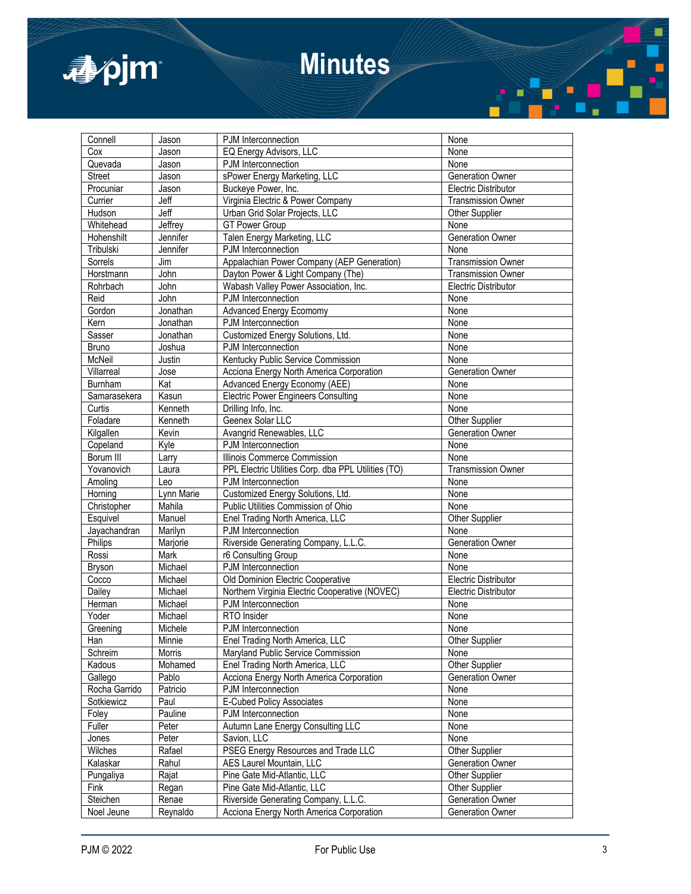| Connell | Jason | PJM Interconnection | None |
|---|---|---|---|
| Cox | Jason | EQ Energy Advisors, LLC | None |
| Quevada | Jason | PJM Interconnection | None |
| Street | Jason | sPower Energy Marketing, LLC | Generation Owner |
| Procuniar | Jason | Buckeye Power, Inc. | Electric Distributor |
| Currier | Jeff | Virginia Electric & Power Company | Transmission Owner |
| Hudson | Jeff | Urban Grid Solar Projects, LLC | Other Supplier |
| Whitehead | Jeffrey | GT Power Group | None |
| Hohenshilt | Jennifer | Talen Energy Marketing, LLC | Generation Owner |
| Tribulski | Jennifer | PJM Interconnection | None |
| Sorrels | Jim | Appalachian Power Company (AEP Generation) | Transmission Owner |
| Horstmann | John | Dayton Power & Light Company (The) | Transmission Owner |
| Rohrbach | John | Wabash Valley Power Association, Inc. | Electric Distributor |
| Reid | John | PJM Interconnection | None |
| Gordon | Jonathan | Advanced Energy Ecomomy | None |
| Kern | Jonathan | PJM Interconnection | None |
| Sasser | Jonathan | Customized Energy Solutions, Ltd. | None |
| Bruno | Joshua | PJM Interconnection | None |
| McNeil | Justin | Kentucky Public Service Commission | None |
| Villarreal | Jose | Acciona Energy North America Corporation | Generation Owner |
| Burnham | Kat | Advanced Energy Economy (AEE) | None |
| Samarasekera | Kasun | Electric Power Engineers Consulting | None |
| Curtis | Kenneth | Drilling Info, Inc. | None |
| Foladare | Kenneth | Geenex Solar LLC | Other Supplier |
| Kilgallen | Kevin | Avangrid Renewables, LLC | Generation Owner |
| Copeland | Kyle | PJM Interconnection | None |
| Borum III | Larry | Illinois Commerce Commission | None |
| Yovanovich | Laura | PPL Electric Utilities Corp. dba PPL Utilities (TO) | Transmission Owner |
| Amoling | Leo | PJM Interconnection | None |
| Horning | Lynn Marie | Customized Energy Solutions, Ltd. | None |
| Christopher | Mahila | Public Utilities Commission of Ohio | None |
| Esquivel | Manuel | Enel Trading North America, LLC | Other Supplier |
| Jayachandran | Marilyn | PJM Interconnection | None |
| Philips | Marjorie | Riverside Generating Company, L.L.C. | Generation Owner |
| Rossi | Mark | r6 Consulting Group | None |
| Bryson | Michael | PJM Interconnection | None |
| Cocco | Michael | Old Dominion Electric Cooperative | Electric Distributor |
| Dailey | Michael | Northern Virginia Electric Cooperative (NOVEC) | Electric Distributor |
| Herman | Michael | PJM Interconnection | None |
| Yoder | Michael | RTO Insider | None |
| Greening | Michele | PJM Interconnection | None |
| Han | Minnie | Enel Trading North America, LLC | Other Supplier |
| Schreim | Morris | Maryland Public Service Commission | None |
| Kadous | Mohamed | Enel Trading North America, LLC | Other Supplier |
| Gallego | Pablo | Acciona Energy North America Corporation | Generation Owner |
| Rocha Garrido | Patricio | PJM Interconnection | None |
| Sotkiewicz | Paul | E-Cubed Policy Associates | None |
| Foley | Pauline | PJM Interconnection | None |
| Fuller | Peter | Autumn Lane Energy Consulting LLC | None |
| Jones | Peter | Savion, LLC | None |
| Wilches | Rafael | PSEG Energy Resources and Trade LLC | Other Supplier |
| Kalaskar | Rahul | AES Laurel Mountain, LLC | Generation Owner |
| Pungaliya | Rajat | Pine Gate Mid-Atlantic, LLC | Other Supplier |
| Fink | Regan | Pine Gate Mid-Atlantic, LLC | Other Supplier |
| Steichen | Renae | Riverside Generating Company, L.L.C. | Generation Owner |
| Noel Jeune | Reynaldo | Acciona Energy North America Corporation | Generation Owner |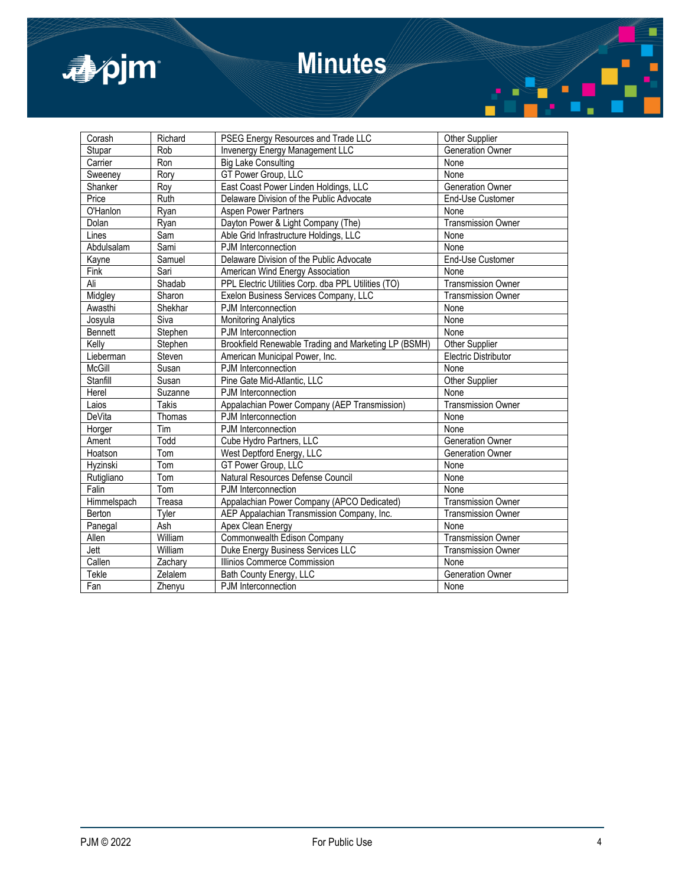| | | | |
|---|---|---|---|
| Corash | Richard | PSEG Energy Resources and Trade LLC | Other Supplier |
| Stupar | Rob | Invenergy Energy Management LLC | Generation Owner |
| Carrier | Ron | Big Lake Consulting | None |
| Sweeney | Rory | GT Power Group, LLC | None |
| Shanker | Roy | East Coast Power Linden Holdings, LLC | Generation Owner |
| Price | Ruth | Delaware Division of the Public Advocate | End-Use Customer |
| O'Hanlon | Ryan | Aspen Power Partners | None |
| Dolan | Ryan | Dayton Power & Light Company (The) | Transmission Owner |
| Lines | Sam | Able Grid Infrastructure Holdings, LLC | None |
| Abdulsalam | Sami | PJM Interconnection | None |
| Kayne | Samuel | Delaware Division of the Public Advocate | End-Use Customer |
| Fink | Sari | American Wind Energy Association | None |
| Ali | Shadab | PPL Electric Utilities Corp. dba PPL Utilities (TO) | Transmission Owner |
| Midgley | Sharon | Exelon Business Services Company, LLC | Transmission Owner |
| Awasthi | Shekhar | PJM Interconnection | None |
| Josyula | Siva | Monitoring Analytics | None |
| Bennett | Stephen | PJM Interconnection | None |
| Kelly | Stephen | Brookfield Renewable Trading and Marketing LP (BSMH) | Other Supplier |
| Lieberman | Steven | American Municipal Power, Inc. | Electric Distributor |
| McGill | Susan | PJM Interconnection | None |
| Stanfill | Susan | Pine Gate Mid-Atlantic, LLC | Other Supplier |
| Herel | Suzanne | PJM Interconnection | None |
| Laios | Takis | Appalachian Power Company (AEP Transmission) | Transmission Owner |
| DeVita | Thomas | PJM Interconnection | None |
| Horger | Tim | PJM Interconnection | None |
| Ament | Todd | Cube Hydro Partners, LLC | Generation Owner |
| Hoatson | Tom | West Deptford Energy, LLC | Generation Owner |
| Hyzinski | Tom | GT Power Group, LLC | None |
| Rutigliano | Tom | Natural Resources Defense Council | None |
| Falin | Tom | PJM Interconnection | None |
| Himmelspach | Treasa | Appalachian Power Company (APCO Dedicated) | Transmission Owner |
| Berton | Tyler | AEP Appalachian Transmission Company, Inc. | Transmission Owner |
| Panegal | Ash | Apex Clean Energy | None |
| Allen | William | Commonwealth Edison Company | Transmission Owner |
| Jett | William | Duke Energy Business Services LLC | Transmission Owner |
| Callen | Zachary | Illinios Commerce Commission | None |
| Tekle | Zelalem | Bath County Energy, LLC | Generation Owner |
| Fan | Zhenyu | PJM Interconnection | None |